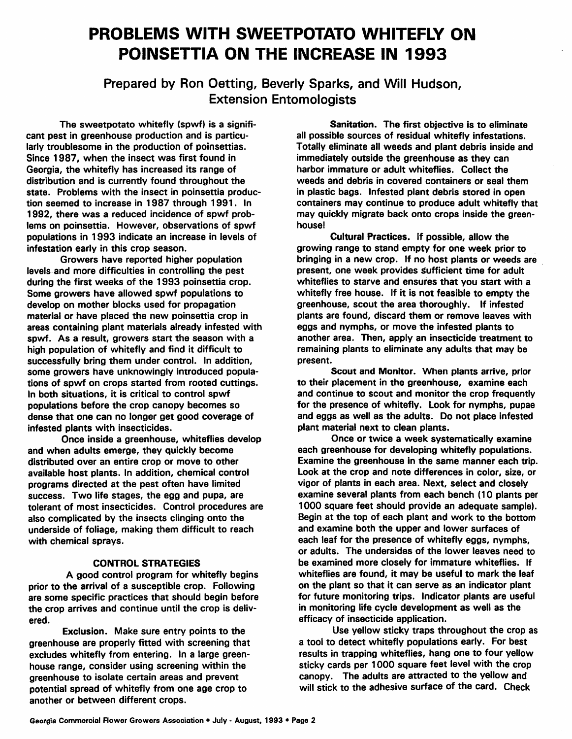# PROBLEMS WITH SWEETPOTATO WHITEFLY ON POINSETTIA ON THE INCREASE IN 1993

## Prepared by Ron Oetting, Beverly Sparks, and Will Hudson, Extension Entomologists

The sweetpotato whitefly (spwf) is a significant pest in greenhouse production and is particularly troublesome in the production of poinsettias. Since 1987, when the insect was first found in Georgia, the whitefly has increased its range of distribution and is currently found throughout the state. Problems with the insect in poinsettia production seemed to increase in 1987 through 1991. In 1992, there was a reduced incidence of spwf problems on poinsettia. However, observations of spwf populations in 1993 indicate an increase in levels of infestation early in this crop season.

Growers have reported higher population levels and more difficulties in controlling the pest during the first weeks of the 1993 poinsettia crop. Some growers have allowed spwf populations to develop on mother blocks used for propagation material or have placed the new poinsettia crop in areas containing plant materials already infested with spwf. As a result, growers start the season with a high population of whitefly and find it difficult to successfully bring them under control. In addition, some growers have unknowingly introduced populations of spwf on crops started from rooted cuttings. In both situations, it is critical to control spwf populations before the crop canopy becomes so dense that one can no longer get good coverage of infested plants with insecticides.

Once inside a greenhouse, whiteflies develop and when adults emerge, they quickly become distributed over an entire crop or move to other available host plants. In addition, chemical control programs directed at the pest often have limited success. Two life stages, the egg and pupa, are tolerant of most insecticides. Control procedures are also complicated by the insects clinging onto the underside of foliage, making them difficult to reach with chemical sprays.

### CONTROL STRATEGIES

A good control program for whitefly begins prior to the arrival of a susceptible crop. Following are some specific practices that should begin before the crop arrives and continue until the crop is delivered.

**Exclusion.** Make sure entry points to the greenhouse are properly fitted with screening that excludes whitefly from entering. In a large greenhouse range, consider using screening within the greenhouse to isolate certain areas and prevent potential spread of whitefly from one age crop to another or between different crops.

**Sanitation.** The first objective is to eliminate all possible sources of residual whitefly infestations. Totally eliminate all weeds and plant debris inside and immediately outside the greenhouse as they can harbor immature or adult whiteflies. Collect the weeds and debris in covered containers or seal them in plastic bags. Infested plant debris stored in open containers may continue to produce adult whitefly that may quickly migrate back onto crops inside the greenhouse!

**Cultural Practices.** If possible, allow the growing range to stand empty for one week prior to bringing in a new crop. If no host plants or weeds are present, one week provides sufficient time for adult whiteflies to starve and ensures that you start with a whitefly free house. If it is not feasible to empty the greenhouse, scout the area thoroughly. If infested plants are found, discard them or remove leaves with eggs and nymphs, or move the infested plants to another area. Then, apply an insecticide treatment to remaining plants to eliminate any adults that may be present.

**Scout and Monitor.** When plants arrive, prior to their placement in the greenhouse, examine each and continue to scout and monitor the crop frequently for the presence of whitefly. Look for nymphs, pupae and eggs as well as the adults. Do not place infested plant material next to clean plants.

Once or twice a week systematically examine each greenhouse for developing whitefly populations. Examine the greenhouse in the same manner each trip. Look at the crop and note differences in color, size, or vigor of plants in each area. Next, select and closely examine several plants from each bench (10 plants per 1000 square feet should provide an adequate sample). Begin at the top of each plant and work to the bottom and examine both the upper and lower surfaces of each leaf for the presence of whitefly eggs, nymphs, or adults. The undersides of the lower leaves need to be examined more closely for immature whiteflies. If whiteflies are found, it may be useful to mark the leaf on the plant so that it can serve as an indicator plant for future monitoring trips. Indicator plants are useful in monitoring life cycle development as well as the efficacy of insecticide application.

Use yellow sticky traps throughout the crop as a tool to detect whitefly populations early. For best results in trapping whiteflies, hang one to four yellow sticky cards per 1000 square feet level with the crop canopy. The adults are attracted to the yellow and will stick to the adhesive surface of the card. Check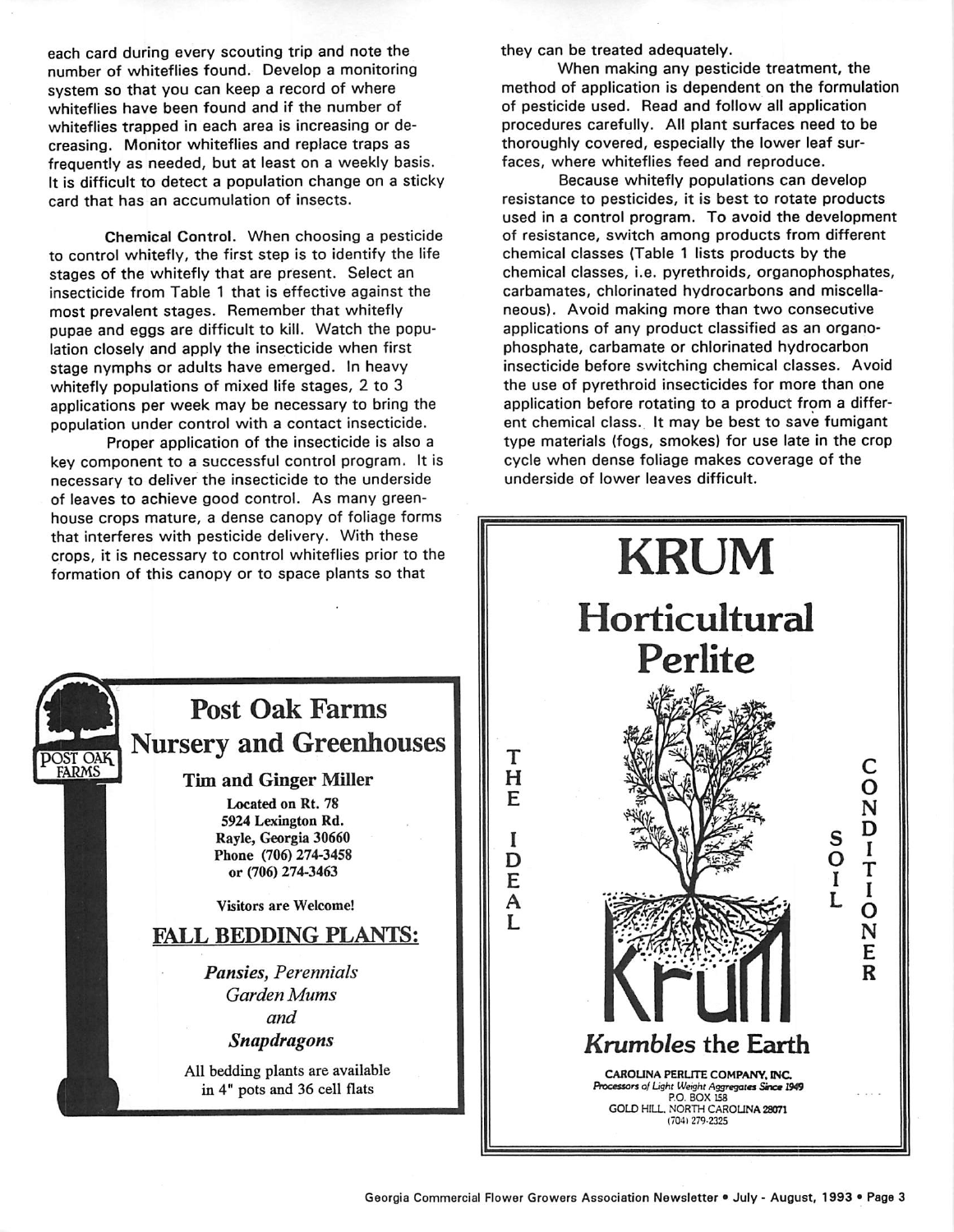each card during every scouting trip and note the number of whiteflies found. Develop a monitoring system so that you can keep a record of where whiteflies have been found and if the number of whiteflies trapped in each area is increasing or decreasing. Monitor whiteflies and replace traps as frequently as needed, but at least on a weekly basis. It is difficult to detect a population change on a sticky card that has an accumulation of insects.

**Chemical Control.** When choosing a pesticide to control whitefly, the first step is to identify the life stages of the whitefly that are present. Select an insecticide from Table 1 that is effective against the most prevalent stages. Remember that whitefly pupae and eggs are difficult to kill. Watch the population closely and apply the insecticide when first stage nymphs or adults have emerged. In heavy whitefly populations of mixed life stages, 2 to 3 applications per week may be necessary to bring the population under control with a contact insecticide.

Proper application of the insecticide is also a key component to a successful control program. It is necessary to deliver the insecticide to the underside of leaves to achieve good control. As many greenhouse crops mature, a dense canopy of foliage forms that interferes with pesticide delivery. With these crops, it is necessary to control whiteflies prior to the formation of this canopy or to space plants so that they can be treated adequately.

When making any pesticide treatment, the method of application is dependent on the formulation of pesticide used. Read and follow all application procedures carefully. All plant surfaces need to be thoroughly covered, especially the lower leaf surfaces, where whiteflies feed and reproduce.

Because whitefly populations can develop resistance to pesticides, it is best to rotate products used in a control program. To avoid the development of resistance, switch among products from different chemical classes (Table 1 lists products by the chemical classes, i.e. pyrethroids, organophosphates, carbamates, chlorinated hydrocarbons and miscellaneous). Avoid making more than two consecutive applications of any product classified as an organophosphate, carbamate or chlorinated hydrocarbon insecticide before switching chemical classes. Avoid the use of pyrethroid insecticides for more than one application before rotating to a product from a different chemical class. It may be best to save fumigant type materials (fogs, smokes) for use late in the crop cycle when dense foliage makes coverage of the underside of lower leaves difficult.

---

POST OAK FARMS

**Post Oak Farms Nursery and Greenhouses**

**Tim and Ginger Miller**

Located on Rt. 78
5924 Lexington Rd.
Rayle, Georgia 30660
Phone (706) 274-3458
or (706) 274-3463

Visitors are Welcome!

**FALL BEDDING PLANTS:**

*Pansies, Perennials*
*Garden Mums*
*and*
*Snapdragons*

All bedding plants are available in 4" pots and 36 cell flats

---

**KRUM**

**Horticultural Perlite**

THE IDEAL SOIL CONDITIONER

Krum

***Krumbles* the Earth**

CAROLINA PERLITE COMPANY, INC.
*Processors of Light Weight Aggregates Since 1949*
P.O. BOX 158
GOLD HILL, NORTH CAROLINA 28071
(704) 279-2325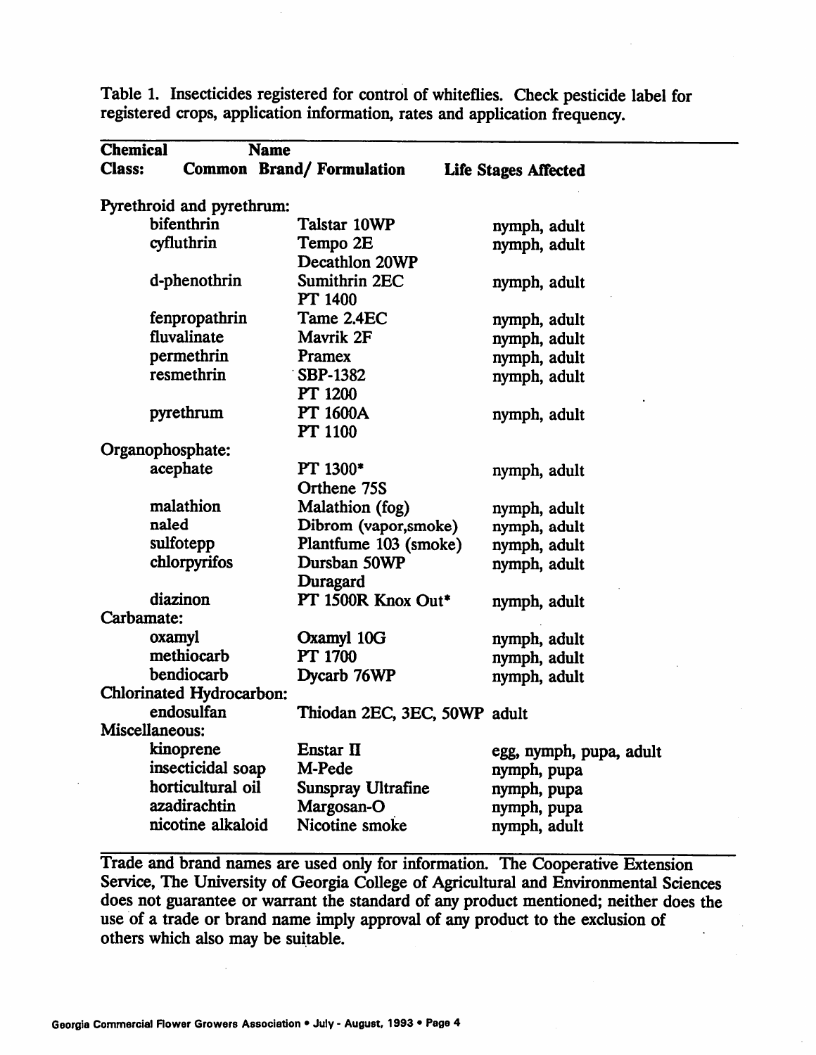Table 1. Insecticides registered for control of whiteflies. Check pesticide label for registered crops, application information, rates and application frequency.

| Chemical Class: | Name Common | Brand/ Formulation | Life Stages Affected |
|---|---|---|---|
| Pyrethroid and pyrethrum: | | | |
| | bifenthrin | Talstar 10WP | nymph, adult |
| | cyfluthrin | Tempo 2E | nymph, adult |
| | | Decathlon 20WP | |
| | d-phenothrin | Sumithrin 2EC | nymph, adult |
| | | PT 1400 | |
| | fenpropathrin | Tame 2.4EC | nymph, adult |
| | fluvalinate | Mavrik 2F | nymph, adult |
| | permethrin | Pramex | nymph, adult |
| | resmethrin | SBP-1382 | nymph, adult |
| | | PT 1200 | |
| | pyrethrum | PT 1600A | nymph, adult |
| | | PT 1100 | |
| Organophosphate: | | | |
| | acephate | PT 1300* | nymph, adult |
| | | Orthene 75S | |
| | malathion | Malathion (fog) | nymph, adult |
| | naled | Dibrom (vapor,smoke) | nymph, adult |
| | sulfotepp | Plantfume 103 (smoke) | nymph, adult |
| | chlorpyrifos | Dursban 50WP | nymph, adult |
| | | Duragard | |
| | diazinon | PT 1500R Knox Out* | nymph, adult |
| Carbamate: | | | |
| | oxamyl | Oxamyl 10G | nymph, adult |
| | methiocarb | PT 1700 | nymph, adult |
| | bendiocarb | Dycarb 76WP | nymph, adult |
| Chlorinated Hydrocarbon: | | | |
| | endosulfan | Thiodan 2EC, 3EC, 50WP | adult |
| Miscellaneous: | | | |
| | kinoprene | Enstar II | egg, nymph, pupa, adult |
| | insecticidal soap | M-Pede | nymph, pupa |
| | horticultural oil | Sunspray Ultrafine | nymph, pupa |
| | azadirachtin | Margosan-O | nymph, pupa |
| | nicotine alkaloid | Nicotine smoke | nymph, adult |

Trade and brand names are used only for information. The Cooperative Extension Service, The University of Georgia College of Agricultural and Environmental Sciences does not guarantee or warrant the standard of any product mentioned; neither does the use of a trade or brand name imply approval of any product to the exclusion of others which also may be suitable.